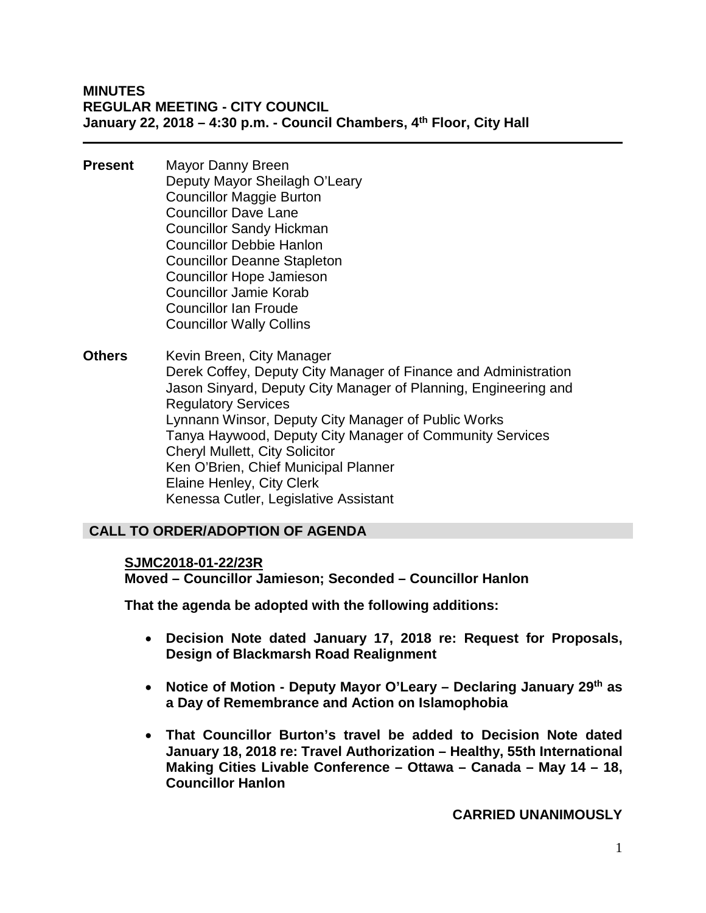**MINUTES**
**REGULAR MEETING - CITY COUNCIL**
**January 22, 2018 – 4:30 p.m. - Council Chambers, 4th Floor, City Hall**

---

**Present**
Mayor Danny Breen
Deputy Mayor Sheilagh O'Leary
Councillor Maggie Burton
Councillor Dave Lane
Councillor Sandy Hickman
Councillor Debbie Hanlon
Councillor Deanne Stapleton
Councillor Hope Jamieson
Councillor Jamie Korab
Councillor Ian Froude
Councillor Wally Collins

**Others**
Kevin Breen, City Manager
Derek Coffey, Deputy City Manager of Finance and Administration
Jason Sinyard, Deputy City Manager of Planning, Engineering and Regulatory Services
Lynnann Winsor, Deputy City Manager of Public Works
Tanya Haywood, Deputy City Manager of Community Services
Cheryl Mullett, City Solicitor
Ken O'Brien, Chief Municipal Planner
Elaine Henley, City Clerk
Kenessa Cutler, Legislative Assistant

## CALL TO ORDER/ADOPTION OF AGENDA

**SJMC2018-01-22/23R**
**Moved – Councillor Jamieson; Seconded – Councillor Hanlon**

**That the agenda be adopted with the following additions:**

- **Decision Note dated January 17, 2018 re: Request for Proposals, Design of Blackmarsh Road Realignment**
- **Notice of Motion - Deputy Mayor O'Leary – Declaring January 29th as a Day of Remembrance and Action on Islamophobia**
- **That Councillor Burton's travel be added to Decision Note dated January 18, 2018 re: Travel Authorization – Healthy, 55th International Making Cities Livable Conference – Ottawa – Canada – May 14 – 18, Councillor Hanlon**

**CARRIED UNANIMOUSLY**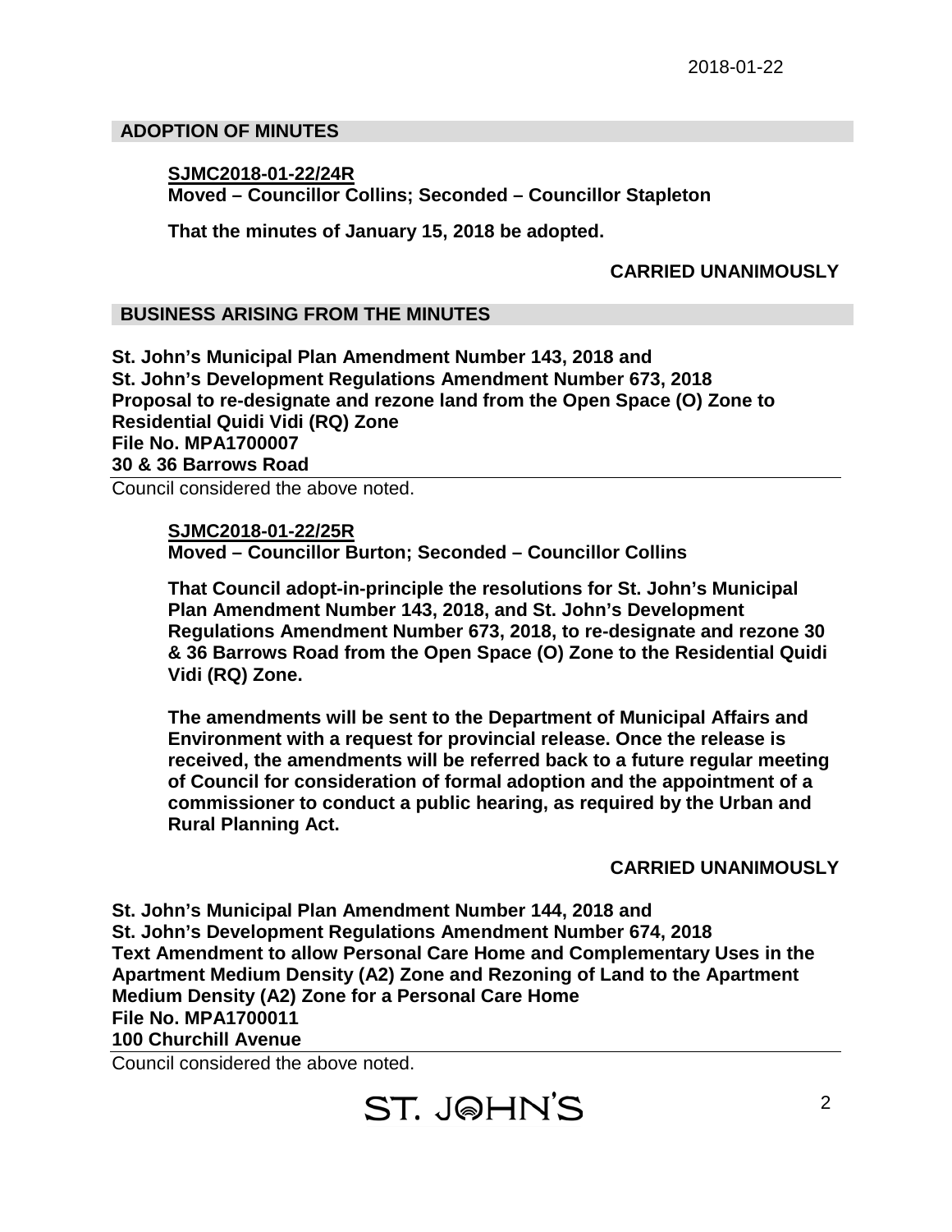## ADOPTION OF MINUTES

**SJMC2018-01-22/24R**
**Moved – Councillor Collins; Seconded – Councillor Stapleton**

**That the minutes of January 15, 2018 be adopted.**

**CARRIED UNANIMOUSLY**

## BUSINESS ARISING FROM THE MINUTES

**St. John's Municipal Plan Amendment Number 143, 2018 and**
**St. John's Development Regulations Amendment Number 673, 2018**
**Proposal to re-designate and rezone land from the Open Space (O) Zone to Residential Quidi Vidi (RQ) Zone**
**File No. MPA1700007**
**30 & 36 Barrows Road**

Council considered the above noted.

**SJMC2018-01-22/25R**
**Moved – Councillor Burton; Seconded – Councillor Collins**

**That Council adopt-in-principle the resolutions for St. John's Municipal Plan Amendment Number 143, 2018, and St. John's Development Regulations Amendment Number 673, 2018, to re-designate and rezone 30 & 36 Barrows Road from the Open Space (O) Zone to the Residential Quidi Vidi (RQ) Zone.**

**The amendments will be sent to the Department of Municipal Affairs and Environment with a request for provincial release. Once the release is received, the amendments will be referred back to a future regular meeting of Council for consideration of formal adoption and the appointment of a commissioner to conduct a public hearing, as required by the Urban and Rural Planning Act.**

**CARRIED UNANIMOUSLY**

**St. John's Municipal Plan Amendment Number 144, 2018 and**
**St. John's Development Regulations Amendment Number 674, 2018**
**Text Amendment to allow Personal Care Home and Complementary Uses in the Apartment Medium Density (A2) Zone and Rezoning of Land to the Apartment Medium Density (A2) Zone for a Personal Care Home**
**File No. MPA1700011**
**100 Churchill Avenue**

Council considered the above noted.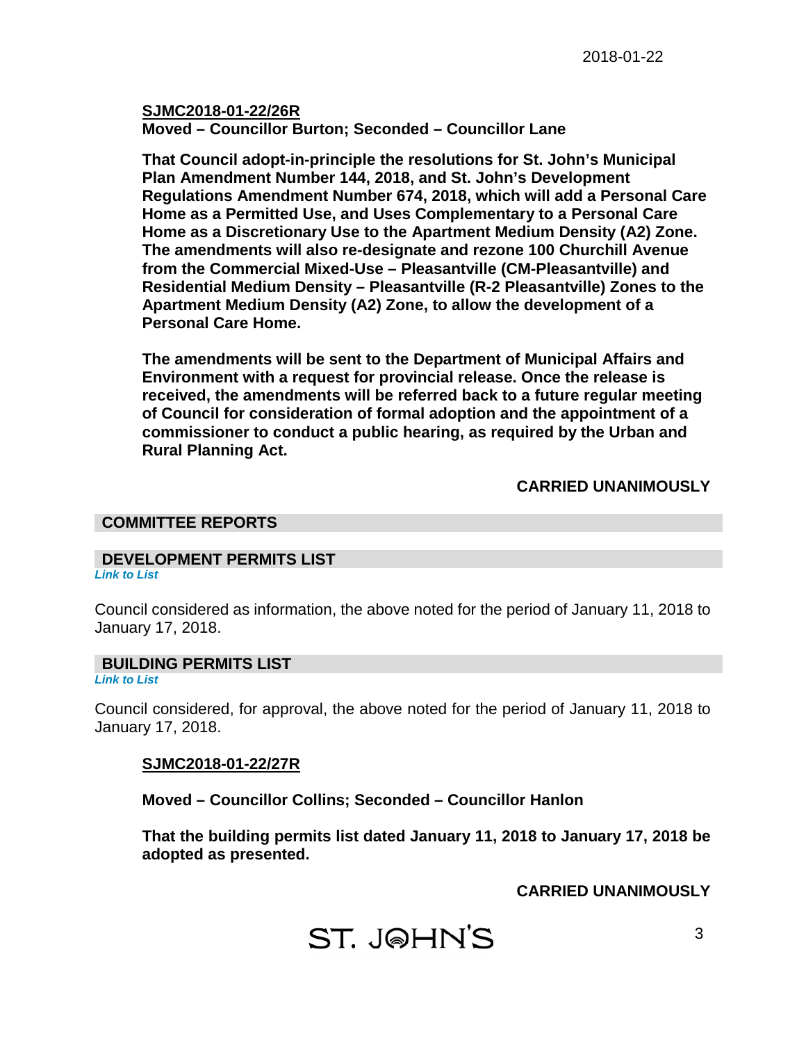**SJMC2018-01-22/26R**
**Moved – Councillor Burton; Seconded – Councillor Lane**

**That Council adopt-in-principle the resolutions for St. John's Municipal Plan Amendment Number 144, 2018, and St. John's Development Regulations Amendment Number 674, 2018, which will add a Personal Care Home as a Permitted Use, and Uses Complementary to a Personal Care Home as a Discretionary Use to the Apartment Medium Density (A2) Zone. The amendments will also re-designate and rezone 100 Churchill Avenue from the Commercial Mixed-Use – Pleasantville (CM-Pleasantville) and Residential Medium Density – Pleasantville (R-2 Pleasantville) Zones to the Apartment Medium Density (A2) Zone, to allow the development of a Personal Care Home.**

**The amendments will be sent to the Department of Municipal Affairs and Environment with a request for provincial release. Once the release is received, the amendments will be referred back to a future regular meeting of Council for consideration of formal adoption and the appointment of a commissioner to conduct a public hearing, as required by the Urban and Rural Planning Act.**

**CARRIED UNANIMOUSLY**

## COMMITTEE REPORTS

## DEVELOPMENT PERMITS LIST

*Link to List*

Council considered as information, the above noted for the period of January 11, 2018 to January 17, 2018.

## BUILDING PERMITS LIST

*Link to List*

Council considered, for approval, the above noted for the period of January 11, 2018 to January 17, 2018.

**SJMC2018-01-22/27R**

**Moved – Councillor Collins; Seconded – Councillor Hanlon**

**That the building permits list dated January 11, 2018 to January 17, 2018 be adopted as presented.**

**CARRIED UNANIMOUSLY**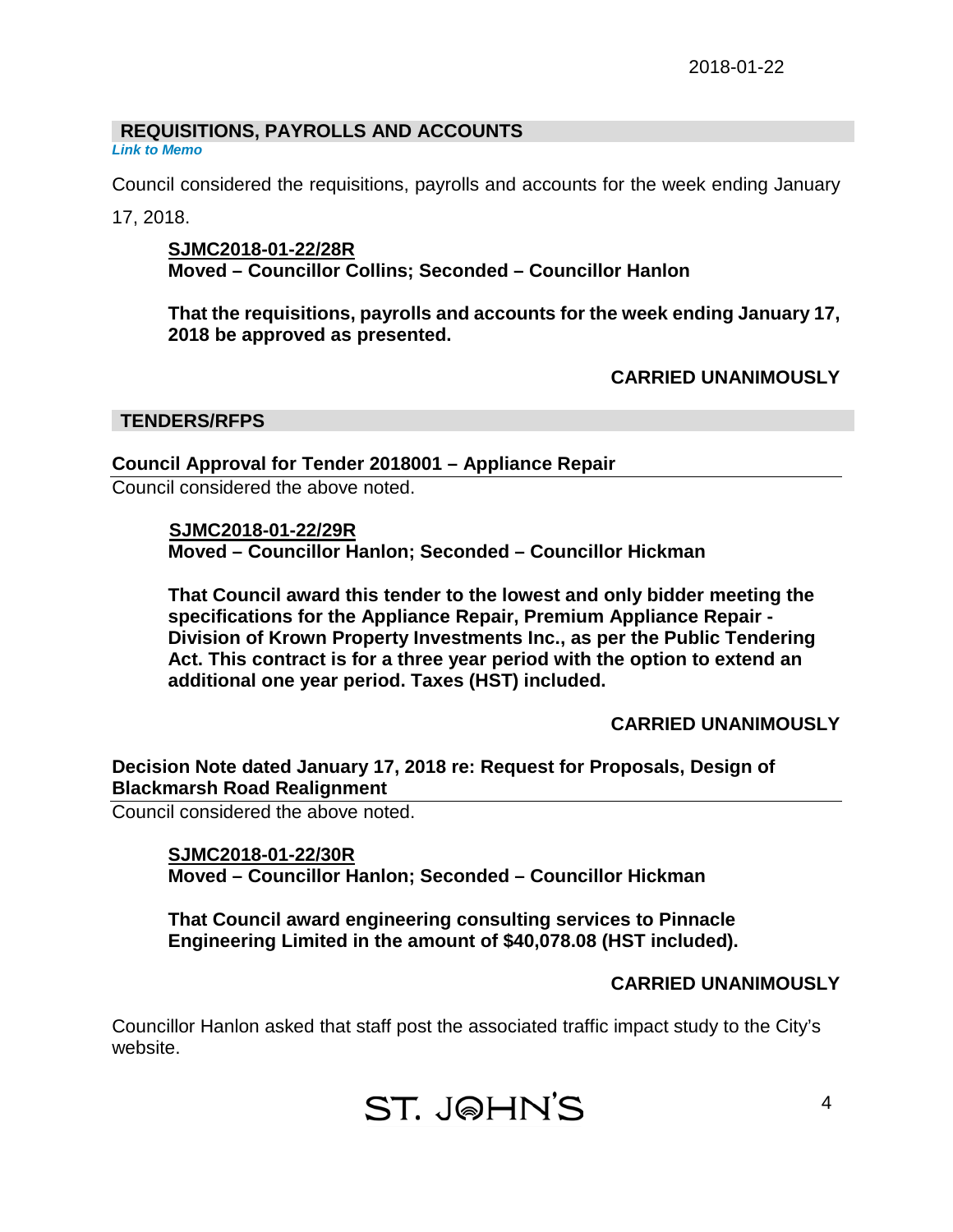## REQUISITIONS, PAYROLLS AND ACCOUNTS

*Link to Memo*

Council considered the requisitions, payrolls and accounts for the week ending January 17, 2018.

> **SJMC2018-01-22/28R**
> **Moved – Councillor Collins; Seconded – Councillor Hanlon**
>
> **That the requisitions, payrolls and accounts for the week ending January 17, 2018 be approved as presented.**
>
> **CARRIED UNANIMOUSLY**

## TENDERS/RFPS

### Council Approval for Tender 2018001 – Appliance Repair

Council considered the above noted.

> **SJMC2018-01-22/29R**
> **Moved – Councillor Hanlon; Seconded – Councillor Hickman**
>
> **That Council award this tender to the lowest and only bidder meeting the specifications for the Appliance Repair, Premium Appliance Repair - Division of Krown Property Investments Inc., as per the Public Tendering Act. This contract is for a three year period with the option to extend an additional one year period. Taxes (HST) included.**
>
> **CARRIED UNANIMOUSLY**

### Decision Note dated January 17, 2018 re: Request for Proposals, Design of Blackmarsh Road Realignment

Council considered the above noted.

> **SJMC2018-01-22/30R**
> **Moved – Councillor Hanlon; Seconded – Councillor Hickman**
>
> **That Council award engineering consulting services to Pinnacle Engineering Limited in the amount of $40,078.08 (HST included).**
>
> **CARRIED UNANIMOUSLY**

Councillor Hanlon asked that staff post the associated traffic impact study to the City's website.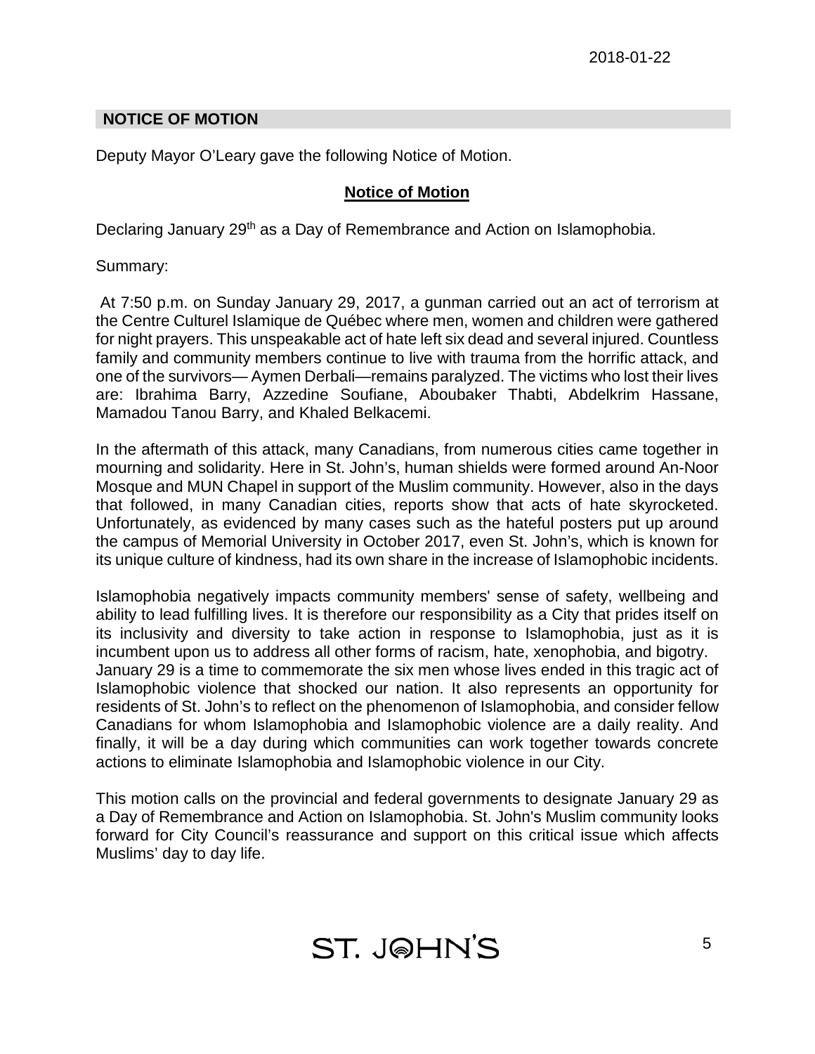2018-01-22

## NOTICE OF MOTION

Deputy Mayor O'Leary gave the following Notice of Motion.

### Notice of Motion

Declaring January 29th as a Day of Remembrance and Action on Islamophobia.

Summary:

At 7:50 p.m. on Sunday January 29, 2017, a gunman carried out an act of terrorism at the Centre Culturel Islamique de Québec where men, women and children were gathered for night prayers. This unspeakable act of hate left six dead and several injured. Countless family and community members continue to live with trauma from the horrific attack, and one of the survivors— Aymen Derbali—remains paralyzed. The victims who lost their lives are: Ibrahima Barry, Azzedine Soufiane, Aboubaker Thabti, Abdelkrim Hassane, Mamadou Tanou Barry, and Khaled Belkacemi.

In the aftermath of this attack, many Canadians, from numerous cities came together in mourning and solidarity. Here in St. John's, human shields were formed around An-Noor Mosque and MUN Chapel in support of the Muslim community. However, also in the days that followed, in many Canadian cities, reports show that acts of hate skyrocketed. Unfortunately, as evidenced by many cases such as the hateful posters put up around the campus of Memorial University in October 2017, even St. John's, which is known for its unique culture of kindness, had its own share in the increase of Islamophobic incidents.

Islamophobia negatively impacts community members' sense of safety, wellbeing and ability to lead fulfilling lives. It is therefore our responsibility as a City that prides itself on its inclusivity and diversity to take action in response to Islamophobia, just as it is incumbent upon us to address all other forms of racism, hate, xenophobia, and bigotry. January 29 is a time to commemorate the six men whose lives ended in this tragic act of Islamophobic violence that shocked our nation. It also represents an opportunity for residents of St. John's to reflect on the phenomenon of Islamophobia, and consider fellow Canadians for whom Islamophobia and Islamophobic violence are a daily reality. And finally, it will be a day during which communities can work together towards concrete actions to eliminate Islamophobia and Islamophobic violence in our City.

This motion calls on the provincial and federal governments to designate January 29 as a Day of Remembrance and Action on Islamophobia. St. John's Muslim community looks forward for City Council's reassurance and support on this critical issue which affects Muslims' day to day life.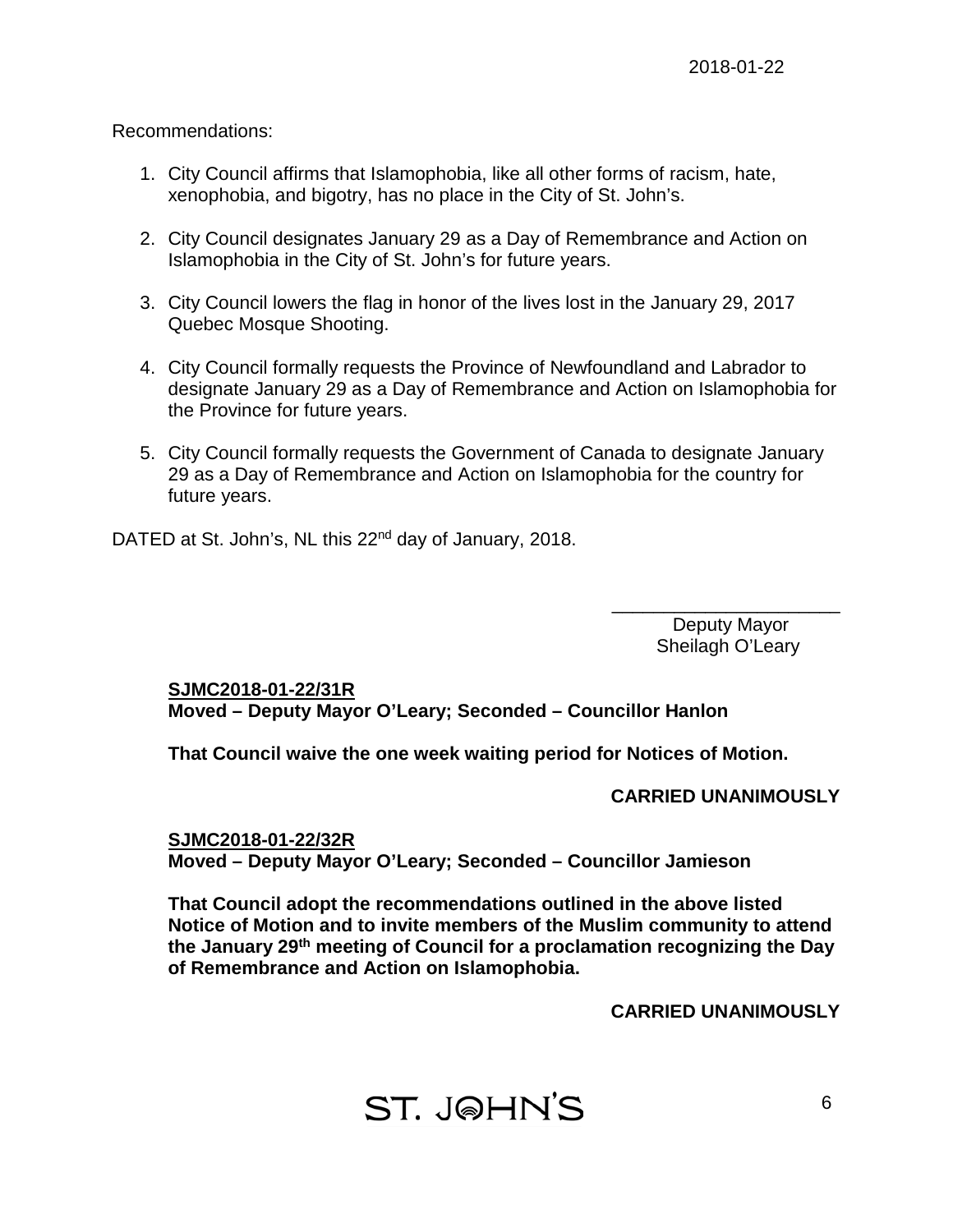2018-01-22

Recommendations:

1. City Council affirms that Islamophobia, like all other forms of racism, hate, xenophobia, and bigotry, has no place in the City of St. John's.

2. City Council designates January 29 as a Day of Remembrance and Action on Islamophobia in the City of St. John's for future years.

3. City Council lowers the flag in honor of the lives lost in the January 29, 2017 Quebec Mosque Shooting.

4. City Council formally requests the Province of Newfoundland and Labrador to designate January 29 as a Day of Remembrance and Action on Islamophobia for the Province for future years.

5. City Council formally requests the Government of Canada to designate January 29 as a Day of Remembrance and Action on Islamophobia for the country for future years.

DATED at St. John's, NL this 22nd day of January, 2018.

\_\_\_\_\_\_\_\_\_\_\_\_\_\_\_\_\_\_\_\_\_\_
Deputy Mayor
Sheilagh O'Leary

**SJMC2018-01-22/31R**
**Moved – Deputy Mayor O'Leary; Seconded – Councillor Hanlon**

**That Council waive the one week waiting period for Notices of Motion.**

**CARRIED UNANIMOUSLY**

**SJMC2018-01-22/32R**
**Moved – Deputy Mayor O'Leary; Seconded – Councillor Jamieson**

**That Council adopt the recommendations outlined in the above listed Notice of Motion and to invite members of the Muslim community to attend the January 29th meeting of Council for a proclamation recognizing the Day of Remembrance and Action on Islamophobia.**

**CARRIED UNANIMOUSLY**

ST. JOHN'S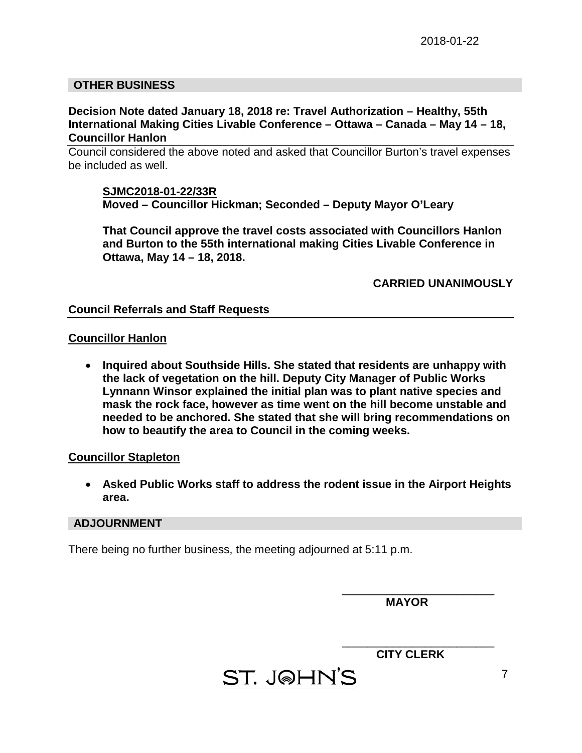## OTHER BUSINESS

**Decision Note dated January 18, 2018 re: Travel Authorization – Healthy, 55th International Making Cities Livable Conference – Ottawa – Canada – May 14 – 18, Councillor Hanlon**

Council considered the above noted and asked that Councillor Burton's travel expenses be included as well.

**SJMC2018-01-22/33R**
**Moved – Councillor Hickman; Seconded – Deputy Mayor O'Leary**

**That Council approve the travel costs associated with Councillors Hanlon and Burton to the 55th international making Cities Livable Conference in Ottawa, May 14 – 18, 2018.**

**CARRIED UNANIMOUSLY**

**Council Referrals and Staff Requests**

**Councillor Hanlon**

- **Inquired about Southside Hills. She stated that residents are unhappy with the lack of vegetation on the hill. Deputy City Manager of Public Works Lynnann Winsor explained the initial plan was to plant native species and mask the rock face, however as time went on the hill become unstable and needed to be anchored. She stated that she will bring recommendations on how to beautify the area to Council in the coming weeks.**

**Councillor Stapleton**

- **Asked Public Works staff to address the rodent issue in the Airport Heights area.**

## ADJOURNMENT

There being no further business, the meeting adjourned at 5:11 p.m.

\_\_\_\_\_\_\_\_\_\_\_\_\_\_\_\_\_\_\_\_\_\_\_\_
**MAYOR**

\_\_\_\_\_\_\_\_\_\_\_\_\_\_\_\_\_\_\_\_\_\_\_\_
**CITY CLERK**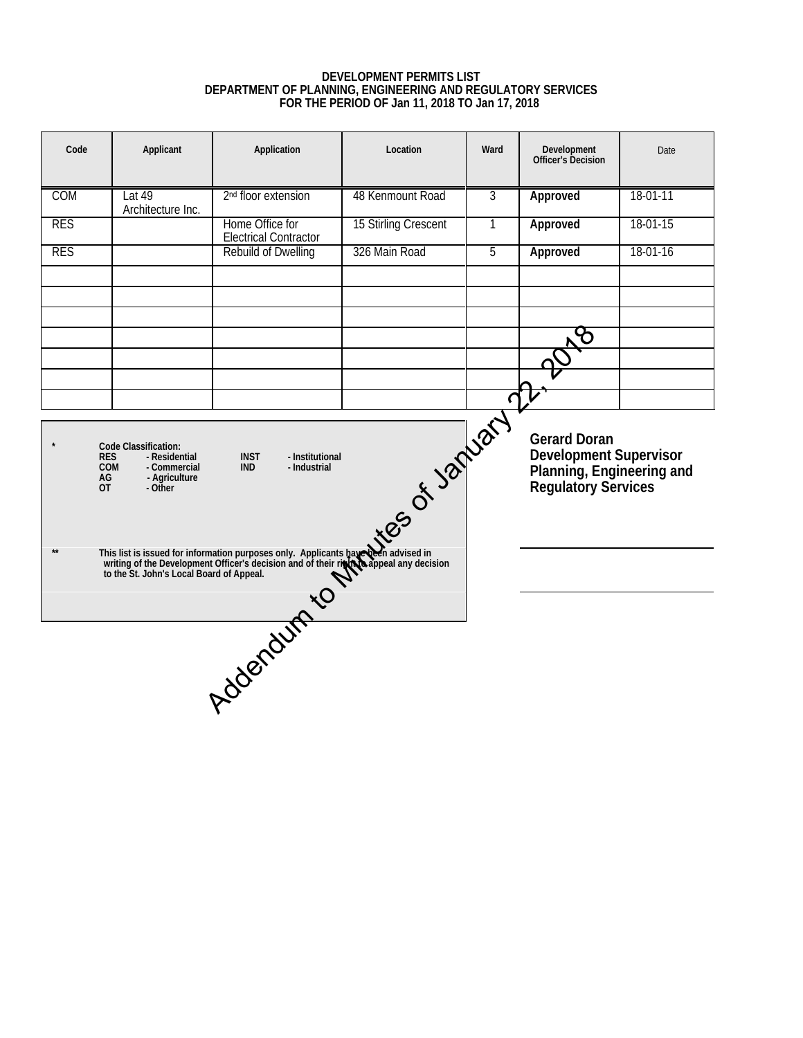**DEVELOPMENT PERMITS LIST**
**DEPARTMENT OF PLANNING, ENGINEERING AND REGULATORY SERVICES**
**FOR THE PERIOD OF Jan 11, 2018 TO Jan 17, 2018**

| Code | Applicant | Application | Location | Ward | Development Officer's Decision | Date |
|---|---|---|---|---|---|---|
| COM | Lat 49 Architecture Inc. | 2nd floor extension | 48 Kenmount Road | 3 | **Approved** | 18-01-11 |
| RES | | Home Office for Electrical Contractor | 15 Stirling Crescent | 1 | **Approved** | 18-01-15 |
| RES | | Rebuild of Dwelling | 326 Main Road | 5 | **Approved** | 18-01-16 |

\* **Code Classification:**
**RES - Residential**
**COM - Commercial**
**AG - Agriculture**
**OT - Other**
**INST - Institutional**
**IND - Industrial**

\** **This list is issued for information purposes only. Applicants have been advised in writing of the Development Officer's decision and of their right to appeal any decision to the St. John's Local Board of Appeal.**

**Gerard Doran**
**Development Supervisor**
**Planning, Engineering and Regulatory Services**

Addendum to Minutes of January 22, 2018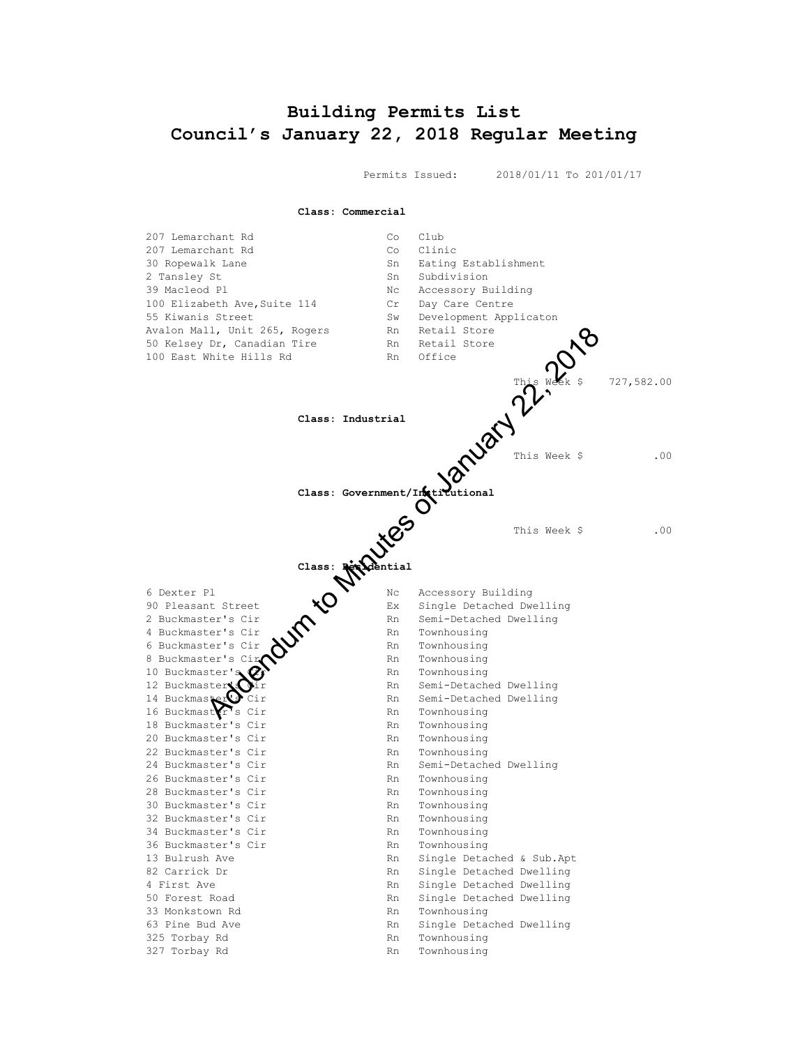# Building Permits List
# Council's January 22, 2018 Regular Meeting

Permits Issued: 2018/01/11 To 201/01/17

**Class: Commercial**

| | | |
|---|---|---|
| 207 Lemarchant Rd | Co | Club |
| 207 Lemarchant Rd | Co | Clinic |
| 30 Ropewalk Lane | Sn | Eating Establishment |
| 2 Tansley St | Sn | Subdivision |
| 39 Macleod Pl | Nc | Accessory Building |
| 100 Elizabeth Ave,Suite 114 | Cr | Day Care Centre |
| 55 Kiwanis Street | Sw | Development Applicaton |
| Avalon Mall, Unit 265, Rogers | Rn | Retail Store |
| 50 Kelsey Dr, Canadian Tire | Rn | Retail Store |
| 100 East White Hills Rd | Rn | Office |

This Week $ 727,582.00

**Class: Industrial**

This Week $ .00

**Class: Government/Institutional**

This Week $ .00

**Class: Residential**

| | | |
|---|---|---|
| 6 Dexter Pl | Nc | Accessory Building |
| 90 Pleasant Street | Ex | Single Detached Dwelling |
| 2 Buckmaster's Cir | Rn | Semi-Detached Dwelling |
| 4 Buckmaster's Cir | Rn | Townhousing |
| 6 Buckmaster's Cir | Rn | Townhousing |
| 8 Buckmaster's Cir | Rn | Townhousing |
| 10 Buckmaster's Cir | Rn | Townhousing |
| 12 Buckmaster's Cir | Rn | Semi-Detached Dwelling |
| 14 Buckmaster's Cir | Rn | Semi-Detached Dwelling |
| 16 Buckmaster's Cir | Rn | Townhousing |
| 18 Buckmaster's Cir | Rn | Townhousing |
| 20 Buckmaster's Cir | Rn | Townhousing |
| 22 Buckmaster's Cir | Rn | Townhousing |
| 24 Buckmaster's Cir | Rn | Semi-Detached Dwelling |
| 26 Buckmaster's Cir | Rn | Townhousing |
| 28 Buckmaster's Cir | Rn | Townhousing |
| 30 Buckmaster's Cir | Rn | Townhousing |
| 32 Buckmaster's Cir | Rn | Townhousing |
| 34 Buckmaster's Cir | Rn | Townhousing |
| 36 Buckmaster's Cir | Rn | Townhousing |
| 13 Bulrush Ave | Rn | Single Detached & Sub.Apt |
| 82 Carrick Dr | Rn | Single Detached Dwelling |
| 4 First Ave | Rn | Single Detached Dwelling |
| 50 Forest Road | Rn | Single Detached Dwelling |
| 33 Monkstown Rd | Rn | Townhousing |
| 63 Pine Bud Ave | Rn | Single Detached Dwelling |
| 325 Torbay Rd | Rn | Townhousing |
| 327 Torbay Rd | Rn | Townhousing |

Addendum to Minutes of January 22, 2018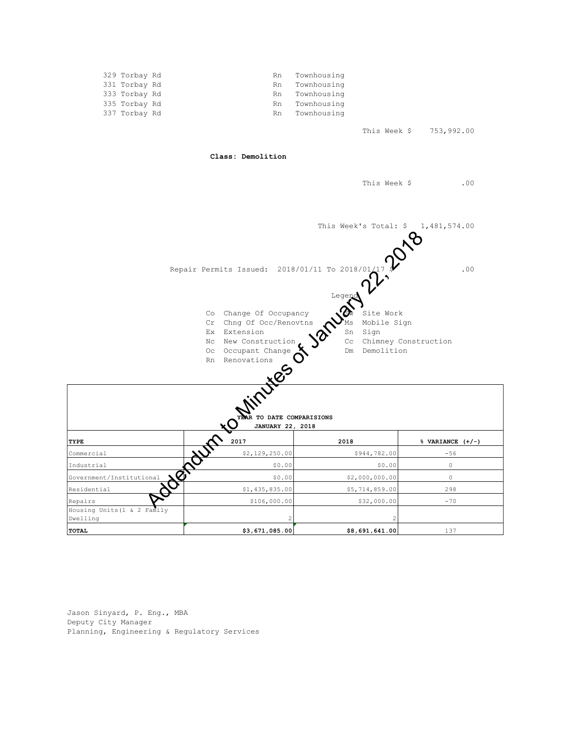| | | |
|---|---|---|
| 329 Torbay Rd | Rn | Townhousing |
| 331 Torbay Rd | Rn | Townhousing |
| 333 Torbay Rd | Rn | Townhousing |
| 335 Torbay Rd | Rn | Townhousing |
| 337 Torbay Rd | Rn | Townhousing |

This Week $ 753,992.00

**Class: Demolition**

This Week $ .00

This Week's Total: $ 1,481,574.00

Repair Permits Issued: 2018/01/11 To 2018/01/17 $ .00

Legend

| | | | |
|---|---|---|---|
| Co | Change Of Occupancy | Sw | Site Work |
| Cr | Chng Of Occ/Renovtns | Ms | Mobile Sign |
| Ex | Extension | Sn | Sign |
| Nc | New Construction | Cc | Chimney Construction |
| Oc | Occupant Change | Dm | Demolition |
| Rn | Renovations | | |

**YEAR TO DATE COMPARISIONS**
**JANUARY 22, 2018**

| TYPE | 2017 | 2018 | % VARIANCE (+/-) |
|---|---|---|---|
| Commercial | $2,129,250.00 | $944,782.00 | -56 |
| Industrial | $0.00 | $0.00 | 0 |
| Government/Institutional | $0.00 | $2,000,000.00 | 0 |
| Residential | $1,435,835.00 | $5,714,859.00 | 298 |
| Repairs | $106,000.00 | $32,000.00 | -70 |
| Housing Units(1 & 2 Family Dwelling | 2 | 2 | |
| **TOTAL** | **$3,671,085.00** | **$8,691,641.00** | 137 |

Jason Sinyard, P. Eng., MBA
Deputy City Manager
Planning, Engineering & Regulatory Services

Addendum to Minutes of January 22, 2018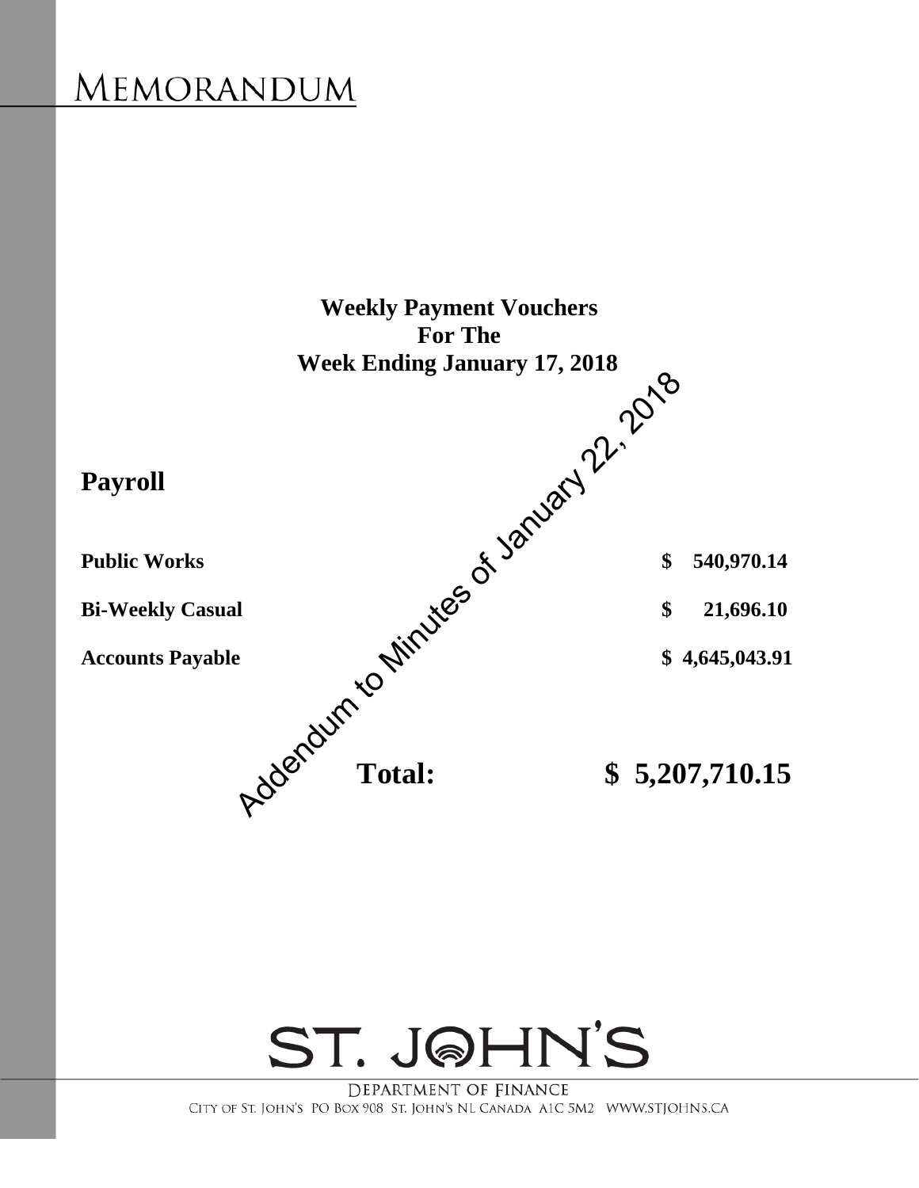# MEMORANDUM

**Weekly Payment Vouchers**
**For The**
**Week Ending January 17, 2018**

Addendum to Minutes of January 22, 2018

## Payroll

| | |
|---|---|
| **Public Works** | **$ 540,970.14** |
| **Bi-Weekly Casual** | **$ 21,696.10** |
| **Accounts Payable** | **$ 4,645,043.91** |
| **Total:** | **$ 5,207,710.15** |

ST. JOHN'S

DEPARTMENT OF FINANCE

CITY OF ST. JOHN'S PO BOX 908 ST. JOHN'S NL CANADA A1C 5M2 WWW.STJOHNS.CA